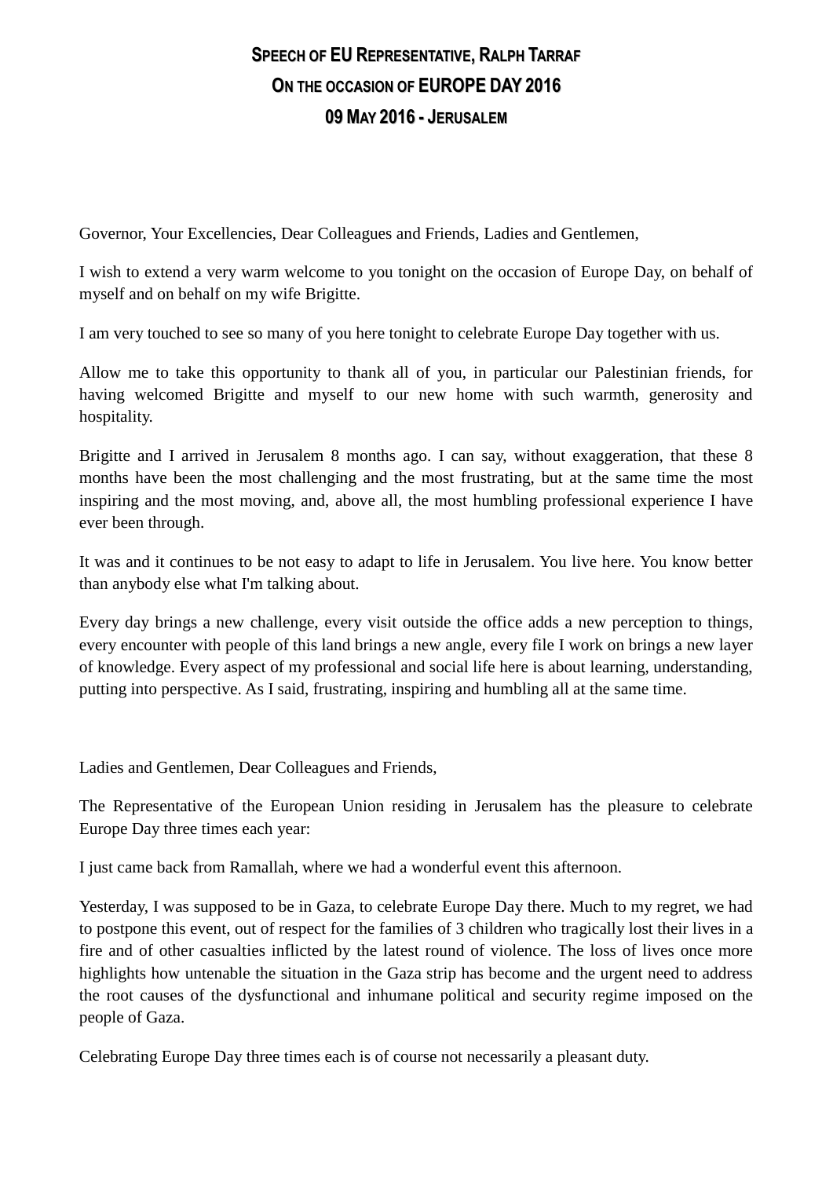# Speech of EU Representative, Ralph Tarraf
## On the occasion of EUROPE DAY 2016
### 09 May 2016 - Jerusalem

Governor, Your Excellencies, Dear Colleagues and Friends, Ladies and Gentlemen,

I wish to extend a very warm welcome to you tonight on the occasion of Europe Day, on behalf of myself and on behalf on my wife Brigitte.

I am very touched to see so many of you here tonight to celebrate Europe Day together with us.

Allow me to take this opportunity to thank all of you, in particular our Palestinian friends, for having welcomed Brigitte and myself to our new home with such warmth, generosity and hospitality.

Brigitte and I arrived in Jerusalem 8 months ago. I can say, without exaggeration, that these 8 months have been the most challenging and the most frustrating, but at the same time the most inspiring and the most moving, and, above all, the most humbling professional experience I have ever been through.

It was and it continues to be not easy to adapt to life in Jerusalem. You live here. You know better than anybody else what I'm talking about.

Every day brings a new challenge, every visit outside the office adds a new perception to things, every encounter with people of this land brings a new angle, every file I work on brings a new layer of knowledge. Every aspect of my professional and social life here is about learning, understanding, putting into perspective. As I said, frustrating, inspiring and humbling all at the same time.

Ladies and Gentlemen, Dear Colleagues and Friends,

The Representative of the European Union residing in Jerusalem has the pleasure to celebrate Europe Day three times each year:

I just came back from Ramallah, where we had a wonderful event this afternoon.

Yesterday, I was supposed to be in Gaza, to celebrate Europe Day there. Much to my regret, we had to postpone this event, out of respect for the families of 3 children who tragically lost their lives in a fire and of other casualties inflicted by the latest round of violence. The loss of lives once more highlights how untenable the situation in the Gaza strip has become and the urgent need to address the root causes of the dysfunctional and inhumane political and security regime imposed on the people of Gaza.

Celebrating Europe Day three times each is of course not necessarily a pleasant duty.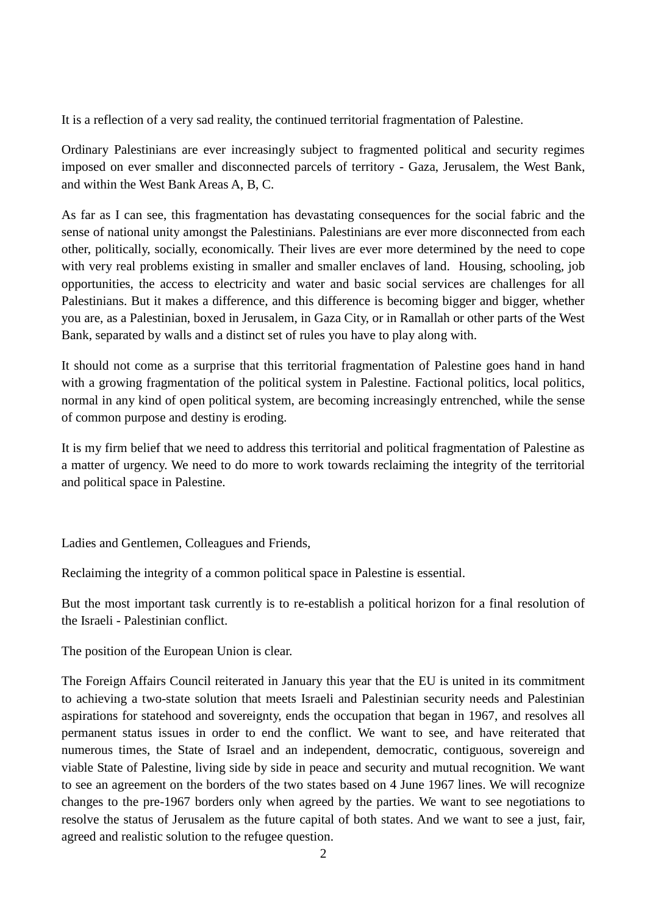It is a reflection of a very sad reality, the continued territorial fragmentation of Palestine.

Ordinary Palestinians are ever increasingly subject to fragmented political and security regimes imposed on ever smaller and disconnected parcels of territory - Gaza, Jerusalem, the West Bank, and within the West Bank Areas A, B, C.

As far as I can see, this fragmentation has devastating consequences for the social fabric and the sense of national unity amongst the Palestinians. Palestinians are ever more disconnected from each other, politically, socially, economically. Their lives are ever more determined by the need to cope with very real problems existing in smaller and smaller enclaves of land. Housing, schooling, job opportunities, the access to electricity and water and basic social services are challenges for all Palestinians. But it makes a difference, and this difference is becoming bigger and bigger, whether you are, as a Palestinian, boxed in Jerusalem, in Gaza City, or in Ramallah or other parts of the West Bank, separated by walls and a distinct set of rules you have to play along with.

It should not come as a surprise that this territorial fragmentation of Palestine goes hand in hand with a growing fragmentation of the political system in Palestine. Factional politics, local politics, normal in any kind of open political system, are becoming increasingly entrenched, while the sense of common purpose and destiny is eroding.

It is my firm belief that we need to address this territorial and political fragmentation of Palestine as a matter of urgency. We need to do more to work towards reclaiming the integrity of the territorial and political space in Palestine.

Ladies and Gentlemen, Colleagues and Friends,

Reclaiming the integrity of a common political space in Palestine is essential.

But the most important task currently is to re-establish a political horizon for a final resolution of the Israeli - Palestinian conflict.

The position of the European Union is clear.

The Foreign Affairs Council reiterated in January this year that the EU is united in its commitment to achieving a two-state solution that meets Israeli and Palestinian security needs and Palestinian aspirations for statehood and sovereignty, ends the occupation that began in 1967, and resolves all permanent status issues in order to end the conflict. We want to see, and have reiterated that numerous times, the State of Israel and an independent, democratic, contiguous, sovereign and viable State of Palestine, living side by side in peace and security and mutual recognition. We want to see an agreement on the borders of the two states based on 4 June 1967 lines. We will recognize changes to the pre-1967 borders only when agreed by the parties. We want to see negotiations to resolve the status of Jerusalem as the future capital of both states. And we want to see a just, fair, agreed and realistic solution to the refugee question.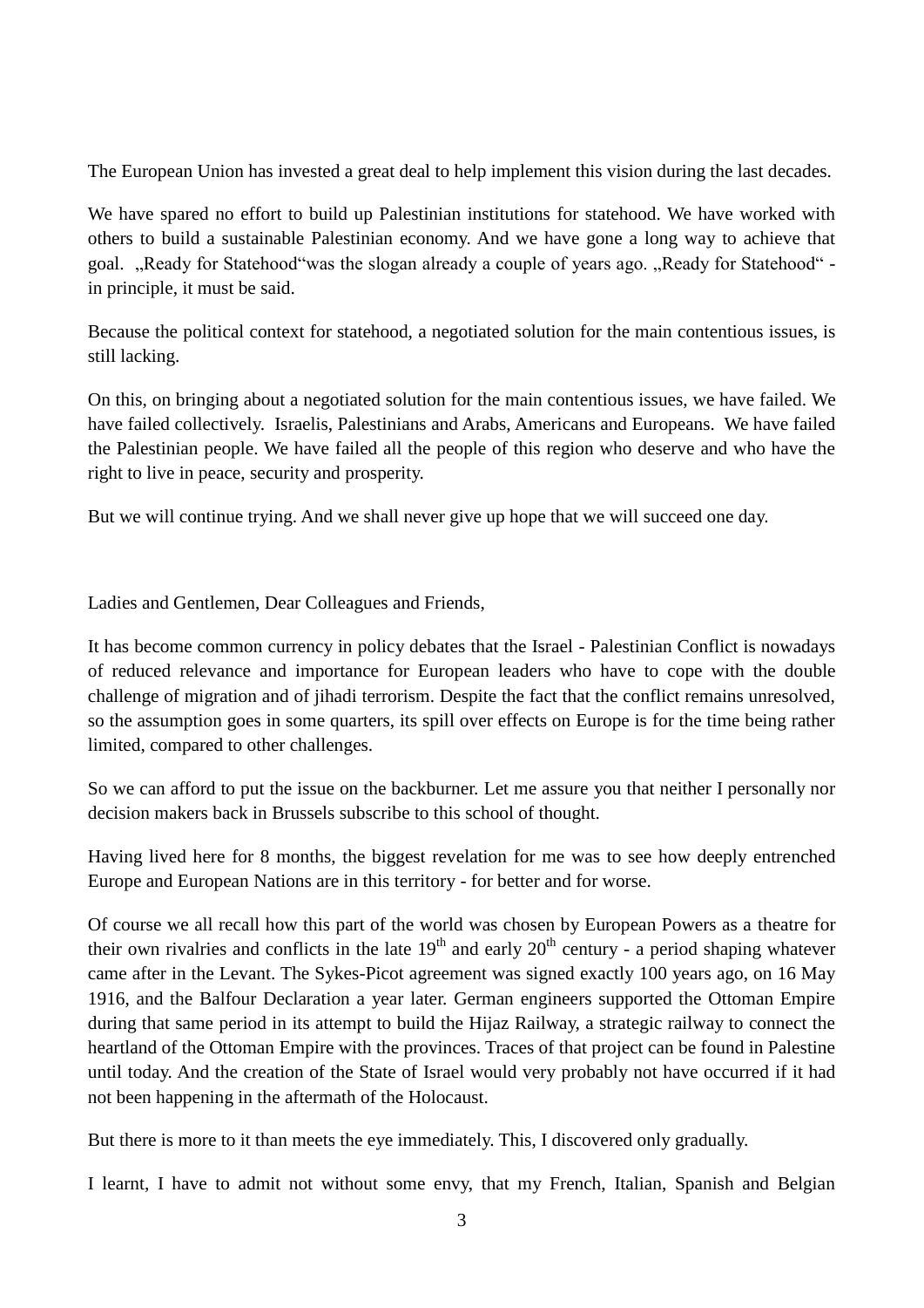The European Union has invested a great deal to help implement this vision during the last decades.

We have spared no effort to build up Palestinian institutions for statehood. We have worked with others to build a sustainable Palestinian economy. And we have gone a long way to achieve that goal. „Ready for Statehood"was the slogan already a couple of years ago. „Ready for Statehood" - in principle, it must be said.

Because the political context for statehood, a negotiated solution for the main contentious issues, is still lacking.

On this, on bringing about a negotiated solution for the main contentious issues, we have failed. We have failed collectively. Israelis, Palestinians and Arabs, Americans and Europeans. We have failed the Palestinian people. We have failed all the people of this region who deserve and who have the right to live in peace, security and prosperity.

But we will continue trying. And we shall never give up hope that we will succeed one day.

Ladies and Gentlemen, Dear Colleagues and Friends,

It has become common currency in policy debates that the Israel - Palestinian Conflict is nowadays of reduced relevance and importance for European leaders who have to cope with the double challenge of migration and of jihadi terrorism. Despite the fact that the conflict remains unresolved, so the assumption goes in some quarters, its spill over effects on Europe is for the time being rather limited, compared to other challenges.

So we can afford to put the issue on the backburner. Let me assure you that neither I personally nor decision makers back in Brussels subscribe to this school of thought.

Having lived here for 8 months, the biggest revelation for me was to see how deeply entrenched Europe and European Nations are in this territory - for better and for worse.

Of course we all recall how this part of the world was chosen by European Powers as a theatre for their own rivalries and conflicts in the late 19th and early 20th century - a period shaping whatever came after in the Levant. The Sykes-Picot agreement was signed exactly 100 years ago, on 16 May 1916, and the Balfour Declaration a year later. German engineers supported the Ottoman Empire during that same period in its attempt to build the Hijaz Railway, a strategic railway to connect the heartland of the Ottoman Empire with the provinces. Traces of that project can be found in Palestine until today. And the creation of the State of Israel would very probably not have occurred if it had not been happening in the aftermath of the Holocaust.

But there is more to it than meets the eye immediately. This, I discovered only gradually.

I learnt, I have to admit not without some envy, that my French, Italian, Spanish and Belgian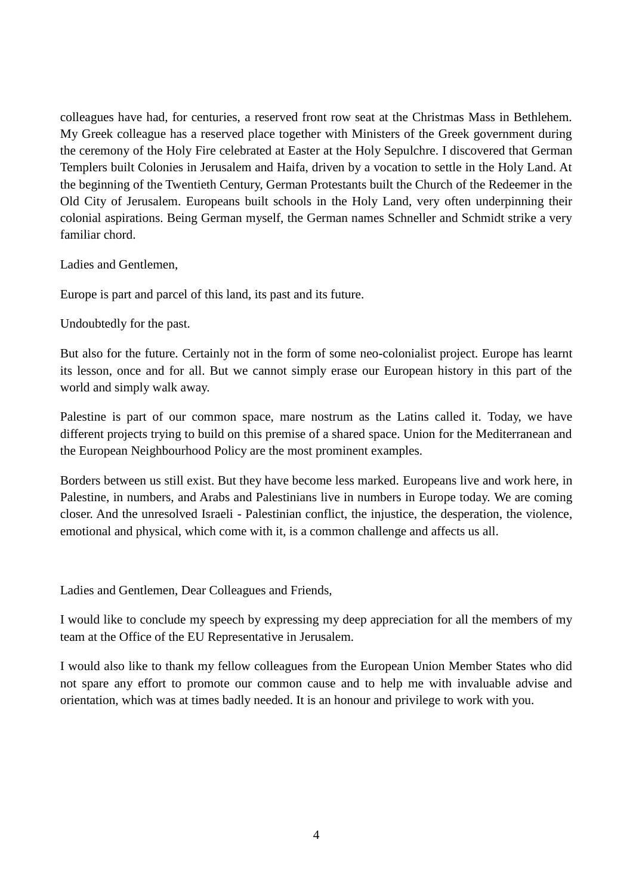colleagues have had, for centuries, a reserved front row seat at the Christmas Mass in Bethlehem. My Greek colleague has a reserved place together with Ministers of the Greek government during the ceremony of the Holy Fire celebrated at Easter at the Holy Sepulchre. I discovered that German Templers built Colonies in Jerusalem and Haifa, driven by a vocation to settle in the Holy Land. At the beginning of the Twentieth Century, German Protestants built the Church of the Redeemer in the Old City of Jerusalem. Europeans built schools in the Holy Land, very often underpinning their colonial aspirations. Being German myself, the German names Schneller and Schmidt strike a very familiar chord.

Ladies and Gentlemen,

Europe is part and parcel of this land, its past and its future.

Undoubtedly for the past.

But also for the future. Certainly not in the form of some neo-colonialist project. Europe has learnt its lesson, once and for all. But we cannot simply erase our European history in this part of the world and simply walk away.

Palestine is part of our common space, mare nostrum as the Latins called it. Today, we have different projects trying to build on this premise of a shared space. Union for the Mediterranean and the European Neighbourhood Policy are the most prominent examples.

Borders between us still exist. But they have become less marked. Europeans live and work here, in Palestine, in numbers, and Arabs and Palestinians live in numbers in Europe today. We are coming closer. And the unresolved Israeli - Palestinian conflict, the injustice, the desperation, the violence, emotional and physical, which come with it, is a common challenge and affects us all.

Ladies and Gentlemen, Dear Colleagues and Friends,

I would like to conclude my speech by expressing my deep appreciation for all the members of my team at the Office of the EU Representative in Jerusalem.

I would also like to thank my fellow colleagues from the European Union Member States who did not spare any effort to promote our common cause and to help me with invaluable advise and orientation, which was at times badly needed. It is an honour and privilege to work with you.